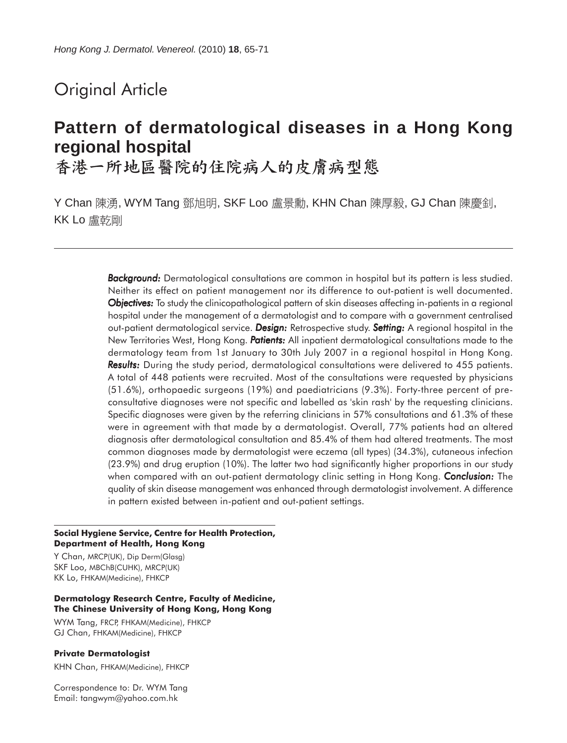Original Article

# Pattern of dermatological diseases in a Hong Kong regional hospital

# 香港一所地區醫院的住院病人的皮膚病型態

Y Chan 陳湧, WYM Tang 鄧旭明, SKF Loo 盧景勳, KHN Chan 陳厚毅, GJ Chan 陳慶釗, KK Lo 盧乾剛

***Background:*** Dermatological consultations are common in hospital but its pattern is less studied. Neither its effect on patient management nor its difference to out-patient is well documented. ***Objectives:*** To study the clinicopathological pattern of skin diseases affecting in-patients in a regional hospital under the management of a dermatologist and to compare with a government centralised out-patient dermatological service. ***Design:*** Retrospective study. ***Setting:*** A regional hospital in the New Territories West, Hong Kong. ***Patients:*** All inpatient dermatological consultations made to the dermatology team from 1st January to 30th July 2007 in a regional hospital in Hong Kong. ***Results:*** During the study period, dermatological consultations were delivered to 455 patients. A total of 448 patients were recruited. Most of the consultations were requested by physicians (51.6%), orthopaedic surgeons (19%) and paediatricians (9.3%). Forty-three percent of pre-consultative diagnoses were not specific and labelled as 'skin rash' by the requesting clinicians. Specific diagnoses were given by the referring clinicians in 57% consultations and 61.3% of these were in agreement with that made by a dermatologist. Overall, 77% patients had an altered diagnosis after dermatological consultation and 85.4% of them had altered treatments. The most common diagnoses made by dermatologist were eczema (all types) (34.3%), cutaneous infection (23.9%) and drug eruption (10%). The latter two had significantly higher proportions in our study when compared with an out-patient dermatology clinic setting in Hong Kong. ***Conclusion:*** The quality of skin disease management was enhanced through dermatologist involvement. A difference in pattern existed between in-patient and out-patient settings.

**Social Hygiene Service, Centre for Health Protection, Department of Health, Hong Kong**

Y Chan, MRCP(UK), Dip Derm(Glasg)
SKF Loo, MBChB(CUHK), MRCP(UK)
KK Lo, FHKAM(Medicine), FHKCP

**Dermatology Research Centre, Faculty of Medicine, The Chinese University of Hong Kong, Hong Kong**

WYM Tang, FRCP, FHKAM(Medicine), FHKCP
GJ Chan, FHKAM(Medicine), FHKCP

**Private Dermatologist**

KHN Chan, FHKAM(Medicine), FHKCP

Correspondence to: Dr. WYM Tang
Email: tangwym@yahoo.com.hk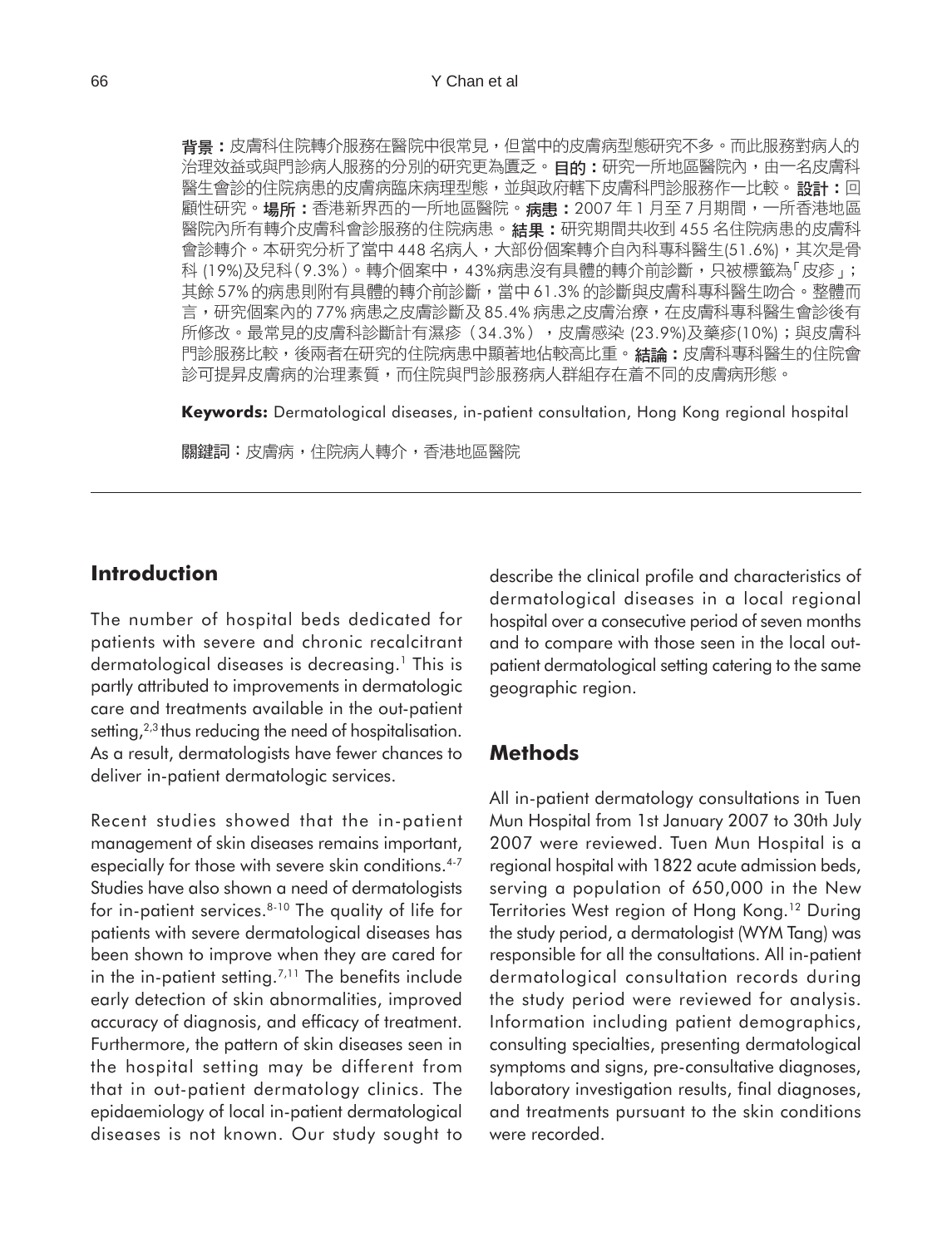**背景：**皮膚科住院轉介服務在醫院中很常見，但當中的皮膚病型態研究不多。而此服務對病人的治理效益或與門診病人服務的分別的研究更為匱乏。**目的：**研究一所地區醫院內，由一名皮膚科醫生會診的住院病患的皮膚病臨床病理型態，並與政府轄下皮膚科門診服務作一比較。**設計：**回顧性研究。**場所：**香港新界西的一所地區醫院。**病患：**2007 年 1 月至 7 月期間，一所香港地區醫院內所有轉介皮膚科會診服務的住院病患。**結果：**研究期間共收到 455 名住院病患的皮膚科會診轉介。本研究分析了當中 448 名病人，大部份個案轉介自內科專科醫生(51.6%)，其次是骨科 (19%)及兒科(9.3%)。轉介個案中，43%病患沒有具體的轉介前診斷，只被標籤為「皮疹」；其餘 57% 的病患則附有具體的轉介前診斷，當中 61.3% 的診斷與皮膚科專科醫生吻合。整體而言，研究個案內的 77% 病患之皮膚診斷及 85.4% 病患之皮膚治療，在皮膚科專科醫生會診後有所修改。最常見的皮膚科診斷計有濕疹（34.3%），皮膚感染 (23.9%)及藥疹(10%)；與皮膚科門診服務比較，後兩者在研究的住院病患中顯著地佔較高比重。**結論：**皮膚科專科醫生的住院會診可提昇皮膚病的治理素質，而住院與門診服務病人群組存在着不同的皮膚病形態。

**Keywords:** Dermatological diseases, in-patient consultation, Hong Kong regional hospital

**關鍵詞**：皮膚病，住院病人轉介，香港地區醫院

## Introduction

The number of hospital beds dedicated for patients with severe and chronic recalcitrant dermatological diseases is decreasing.[1] This is partly attributed to improvements in dermatologic care and treatments available in the out-patient setting,[2,3] thus reducing the need of hospitalisation. As a result, dermatologists have fewer chances to deliver in-patient dermatologic services.

Recent studies showed that the in-patient management of skin diseases remains important, especially for those with severe skin conditions.[4-7] Studies have also shown a need of dermatologists for in-patient services.[8-10] The quality of life for patients with severe dermatological diseases has been shown to improve when they are cared for in the in-patient setting.[7,11] The benefits include early detection of skin abnormalities, improved accuracy of diagnosis, and efficacy of treatment. Furthermore, the pattern of skin diseases seen in the hospital setting may be different from that in out-patient dermatology clinics. The epidaemiology of local in-patient dermatological diseases is not known. Our study sought to describe the clinical profile and characteristics of dermatological diseases in a local regional hospital over a consecutive period of seven months and to compare with those seen in the local out-patient dermatological setting catering to the same geographic region.

## Methods

All in-patient dermatology consultations in Tuen Mun Hospital from 1st January 2007 to 30th July 2007 were reviewed. Tuen Mun Hospital is a regional hospital with 1822 acute admission beds, serving a population of 650,000 in the New Territories West region of Hong Kong.[12] During the study period, a dermatologist (WYM Tang) was responsible for all the consultations. All in-patient dermatological consultation records during the study period were reviewed for analysis. Information including patient demographics, consulting specialties, presenting dermatological symptoms and signs, pre-consultative diagnoses, laboratory investigation results, final diagnoses, and treatments pursuant to the skin conditions were recorded.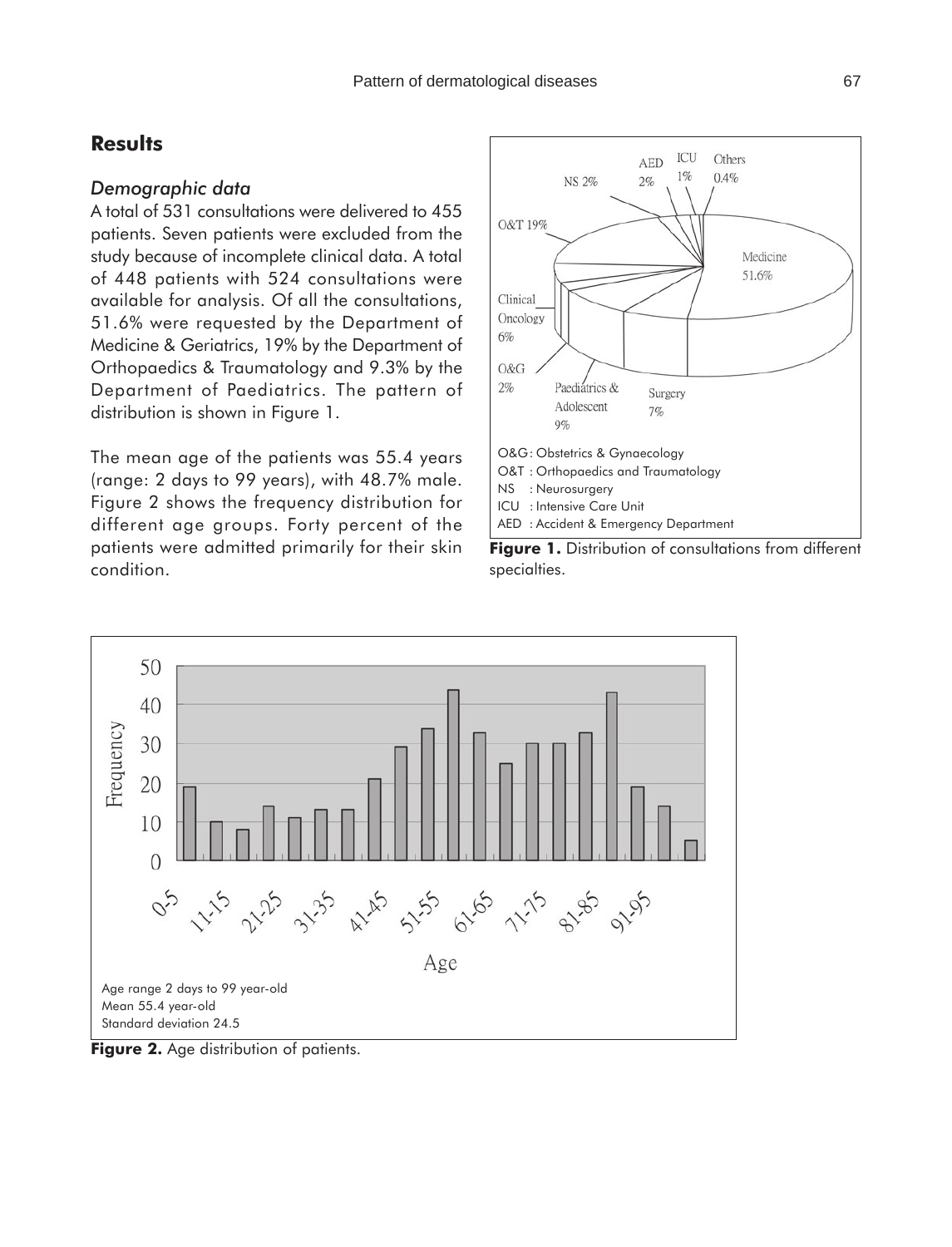## Results

### *Demographic data*

A total of 531 consultations were delivered to 455 patients. Seven patients were excluded from the study because of incomplete clinical data. A total of 448 patients with 524 consultations were available for analysis. Of all the consultations, 51.6% were requested by the Department of Medicine & Geriatrics, 19% by the Department of Orthopaedics & Traumatology and 9.3% by the Department of Paediatrics. The pattern of distribution is shown in Figure 1.

The mean age of the patients was 55.4 years (range: 2 days to 99 years), with 48.7% male. Figure 2 shows the frequency distribution for different age groups. Forty percent of the patients were admitted primarily for their skin condition.

O&G: Obstetrics & Gynaecology
O&T : Orthopaedics and Traumatology
NS : Neurosurgery
ICU : Intensive Care Unit
AED : Accident & Emergency Department

**Figure 1.** Distribution of consultations from different specialties.

Age range 2 days to 99 year-old
Mean 55.4 year-old
Standard deviation 24.5

**Figure 2.** Age distribution of patients.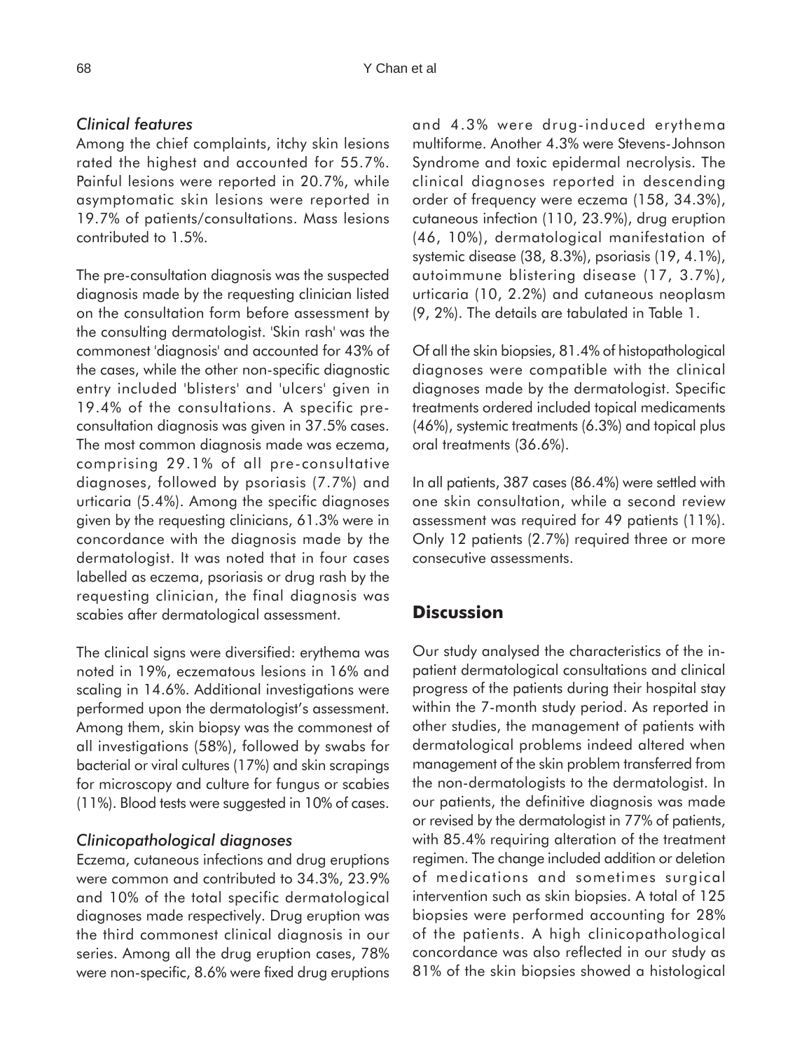### *Clinical features*

Among the chief complaints, itchy skin lesions rated the highest and accounted for 55.7%. Painful lesions were reported in 20.7%, while asymptomatic skin lesions were reported in 19.7% of patients/consultations. Mass lesions contributed to 1.5%.

The pre-consultation diagnosis was the suspected diagnosis made by the requesting clinician listed on the consultation form before assessment by the consulting dermatologist. 'Skin rash' was the commonest 'diagnosis' and accounted for 43% of the cases, while the other non-specific diagnostic entry included 'blisters' and 'ulcers' given in 19.4% of the consultations. A specific pre-consultation diagnosis was given in 37.5% cases. The most common diagnosis made was eczema, comprising 29.1% of all pre-consultative diagnoses, followed by psoriasis (7.7%) and urticaria (5.4%). Among the specific diagnoses given by the requesting clinicians, 61.3% were in concordance with the diagnosis made by the dermatologist. It was noted that in four cases labelled as eczema, psoriasis or drug rash by the requesting clinician, the final diagnosis was scabies after dermatological assessment.

The clinical signs were diversified: erythema was noted in 19%, eczematous lesions in 16% and scaling in 14.6%. Additional investigations were performed upon the dermatologist's assessment. Among them, skin biopsy was the commonest of all investigations (58%), followed by swabs for bacterial or viral cultures (17%) and skin scrapings for microscopy and culture for fungus or scabies (11%). Blood tests were suggested in 10% of cases.

### *Clinicopathological diagnoses*

Eczema, cutaneous infections and drug eruptions were common and contributed to 34.3%, 23.9% and 10% of the total specific dermatological diagnoses made respectively. Drug eruption was the third commonest clinical diagnosis in our series. Among all the drug eruption cases, 78% were non-specific, 8.6% were fixed drug eruptions and 4.3% were drug-induced erythema multiforme. Another 4.3% were Stevens-Johnson Syndrome and toxic epidermal necrolysis. The clinical diagnoses reported in descending order of frequency were eczema (158, 34.3%), cutaneous infection (110, 23.9%), drug eruption (46, 10%), dermatological manifestation of systemic disease (38, 8.3%), psoriasis (19, 4.1%), autoimmune blistering disease (17, 3.7%), urticaria (10, 2.2%) and cutaneous neoplasm (9, 2%). The details are tabulated in Table 1.

Of all the skin biopsies, 81.4% of histopathological diagnoses were compatible with the clinical diagnoses made by the dermatologist. Specific treatments ordered included topical medicaments (46%), systemic treatments (6.3%) and topical plus oral treatments (36.6%).

In all patients, 387 cases (86.4%) were settled with one skin consultation, while a second review assessment was required for 49 patients (11%). Only 12 patients (2.7%) required three or more consecutive assessments.

## **Discussion**

Our study analysed the characteristics of the in-patient dermatological consultations and clinical progress of the patients during their hospital stay within the 7-month study period. As reported in other studies, the management of patients with dermatological problems indeed altered when management of the skin problem transferred from the non-dermatologists to the dermatologist. In our patients, the definitive diagnosis was made or revised by the dermatologist in 77% of patients, with 85.4% requiring alteration of the treatment regimen. The change included addition or deletion of medications and sometimes surgical intervention such as skin biopsies. A total of 125 biopsies were performed accounting for 28% of the patients. A high clinicopathological concordance was also reflected in our study as 81% of the skin biopsies showed a histological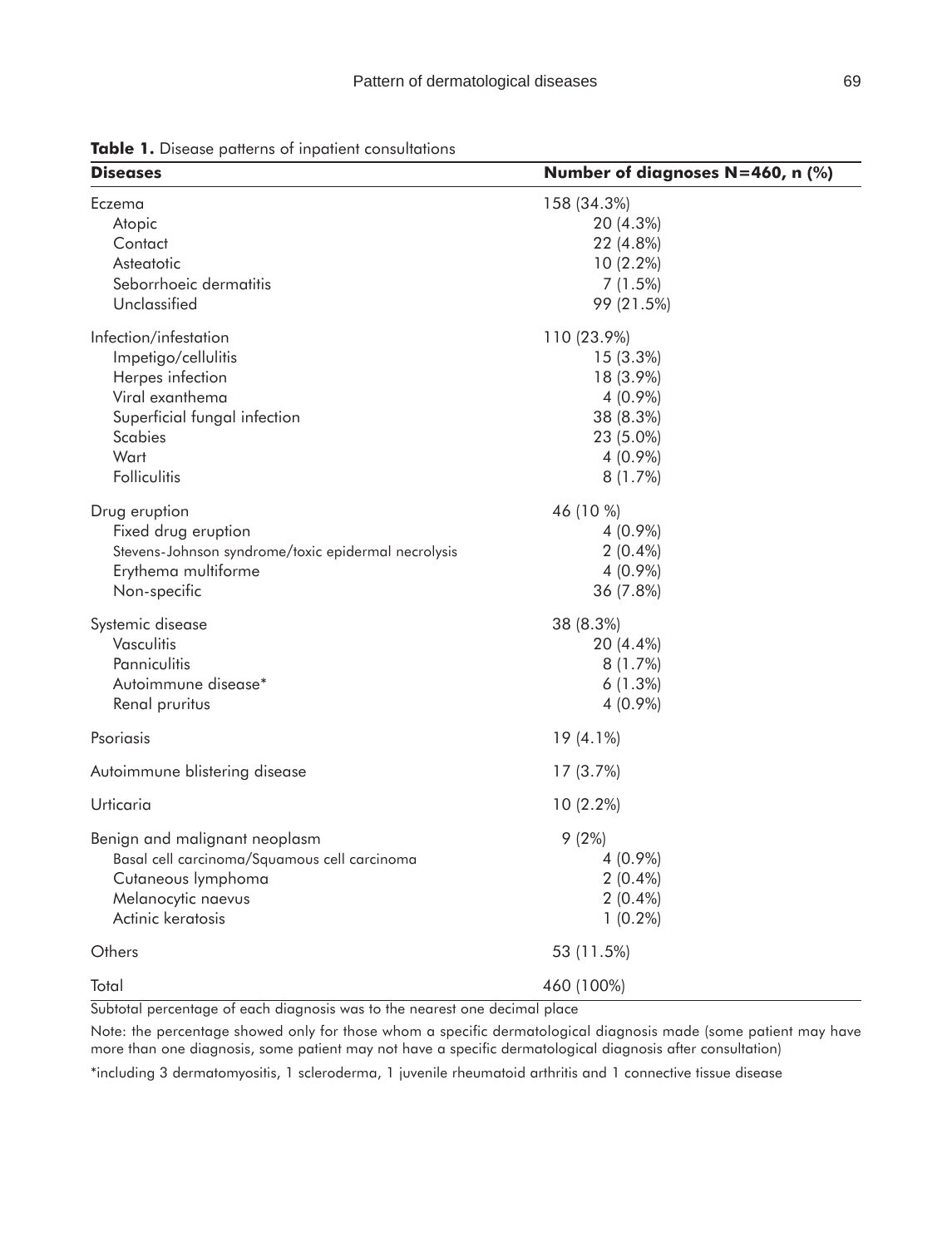**Table 1.** Disease patterns of inpatient consultations

| Diseases | Number of diagnoses N=460, n (%) |
|---|---|
| Eczema | 158 (34.3%) |
| Atopic | 20 (4.3%) |
| Contact | 22 (4.8%) |
| Asteatotic | 10 (2.2%) |
| Seborrhoeic dermatitis | 7 (1.5%) |
| Unclassified | 99 (21.5%) |
| Infection/infestation | 110 (23.9%) |
| Impetigo/cellulitis | 15 (3.3%) |
| Herpes infection | 18 (3.9%) |
| Viral exanthema | 4 (0.9%) |
| Superficial fungal infection | 38 (8.3%) |
| Scabies | 23 (5.0%) |
| Wart | 4 (0.9%) |
| Folliculitis | 8 (1.7%) |
| Drug eruption | 46 (10 %) |
| Fixed drug eruption | 4 (0.9%) |
| Stevens-Johnson syndrome/toxic epidermal necrolysis | 2 (0.4%) |
| Erythema multiforme | 4 (0.9%) |
| Non-specific | 36 (7.8%) |
| Systemic disease | 38 (8.3%) |
| Vasculitis | 20 (4.4%) |
| Panniculitis | 8 (1.7%) |
| Autoimmune disease* | 6 (1.3%) |
| Renal pruritus | 4 (0.9%) |
| Psoriasis | 19 (4.1%) |
| Autoimmune blistering disease | 17 (3.7%) |
| Urticaria | 10 (2.2%) |
| Benign and malignant neoplasm | 9 (2%) |
| Basal cell carcinoma/Squamous cell carcinoma | 4 (0.9%) |
| Cutaneous lymphoma | 2 (0.4%) |
| Melanocytic naevus | 2 (0.4%) |
| Actinic keratosis | 1 (0.2%) |
| Others | 53 (11.5%) |
| Total | 460 (100%) |

Subtotal percentage of each diagnosis was to the nearest one decimal place

Note: the percentage showed only for those whom a specific dermatological diagnosis made (some patient may have more than one diagnosis, some patient may not have a specific dermatological diagnosis after consultation)

*including 3 dermatomyositis, 1 scleroderma, 1 juvenile rheumatoid arthritis and 1 connective tissue disease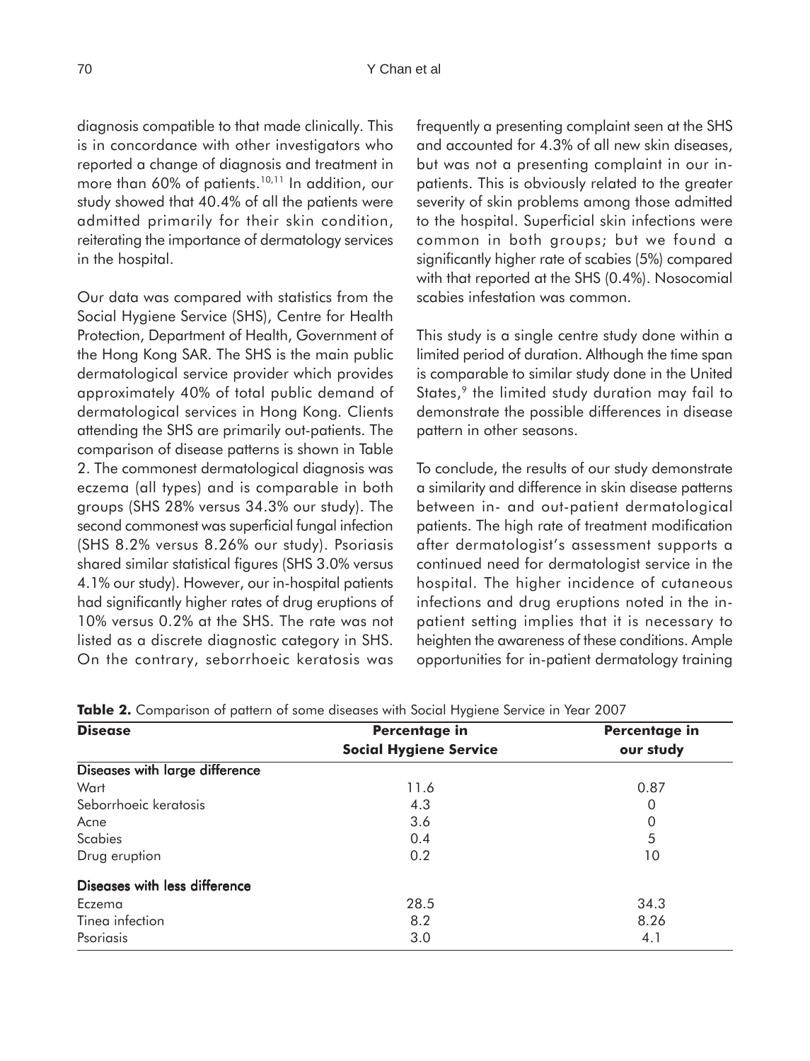diagnosis compatible to that made clinically. This is in concordance with other investigators who reported a change of diagnosis and treatment in more than 60% of patients.[10,11] In addition, our study showed that 40.4% of all the patients were admitted primarily for their skin condition, reiterating the importance of dermatology services in the hospital.

Our data was compared with statistics from the Social Hygiene Service (SHS), Centre for Health Protection, Department of Health, Government of the Hong Kong SAR. The SHS is the main public dermatological service provider which provides approximately 40% of total public demand of dermatological services in Hong Kong. Clients attending the SHS are primarily out-patients. The comparison of disease patterns is shown in Table 2. The commonest dermatological diagnosis was eczema (all types) and is comparable in both groups (SHS 28% versus 34.3% our study). The second commonest was superficial fungal infection (SHS 8.2% versus 8.26% our study). Psoriasis shared similar statistical figures (SHS 3.0% versus 4.1% our study). However, our in-hospital patients had significantly higher rates of drug eruptions of 10% versus 0.2% at the SHS. The rate was not listed as a discrete diagnostic category in SHS. On the contrary, seborrhoeic keratosis was frequently a presenting complaint seen at the SHS and accounted for 4.3% of all new skin diseases, but was not a presenting complaint in our in-patients. This is obviously related to the greater severity of skin problems among those admitted to the hospital. Superficial skin infections were common in both groups; but we found a significantly higher rate of scabies (5%) compared with that reported at the SHS (0.4%). Nosocomial scabies infestation was common.

This study is a single centre study done within a limited period of duration. Although the time span is comparable to similar study done in the United States,[9] the limited study duration may fail to demonstrate the possible differences in disease pattern in other seasons.

To conclude, the results of our study demonstrate a similarity and difference in skin disease patterns between in- and out-patient dermatological patients. The high rate of treatment modification after dermatologist's assessment supports a continued need for dermatologist service in the hospital. The higher incidence of cutaneous infections and drug eruptions noted in the in-patient setting implies that it is necessary to heighten the awareness of these conditions. Ample opportunities for in-patient dermatology training

**Table 2.** Comparison of pattern of some diseases with Social Hygiene Service in Year 2007

| Disease | Percentage in Social Hygiene Service | Percentage in our study |
|---|---|---|
| **Diseases with large difference** | | |
| Wart | 11.6 | 0.87 |
| Seborrhoeic keratosis | 4.3 | 0 |
| Acne | 3.6 | 0 |
| Scabies | 0.4 | 5 |
| Drug eruption | 0.2 | 10 |
| **Diseases with less difference** | | |
| Eczema | 28.5 | 34.3 |
| Tinea infection | 8.2 | 8.26 |
| Psoriasis | 3.0 | 4.1 |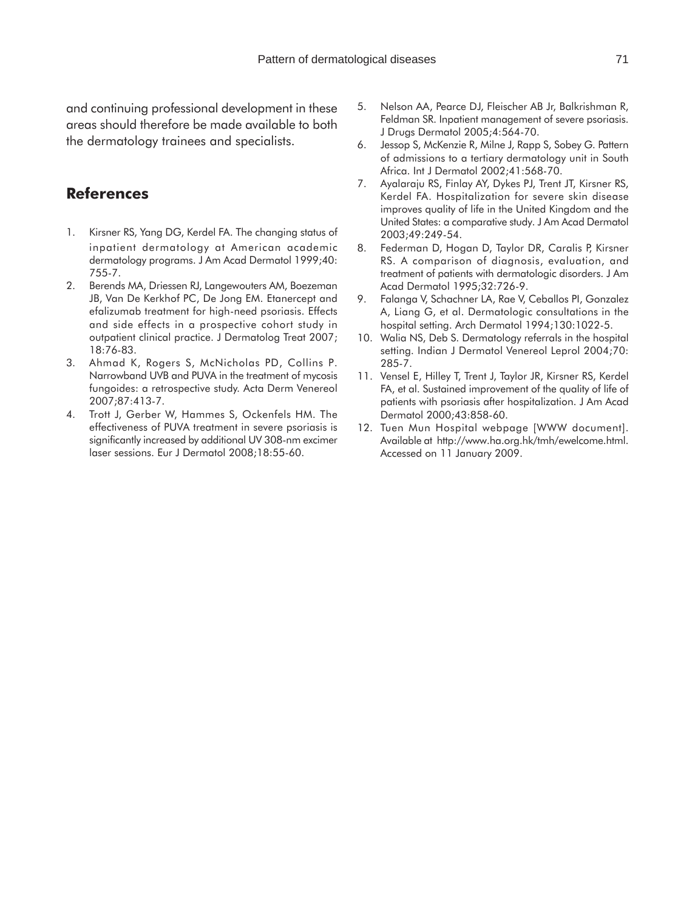and continuing professional development in these areas should therefore be made available to both the dermatology trainees and specialists.

## References

1. Kirsner RS, Yang DG, Kerdel FA. The changing status of inpatient dermatology at American academic dermatology programs. J Am Acad Dermatol 1999;40: 755-7.
2. Berends MA, Driessen RJ, Langewouters AM, Boezeman JB, Van De Kerkhof PC, De Jong EM. Etanercept and efalizumab treatment for high-need psoriasis. Effects and side effects in a prospective cohort study in outpatient clinical practice. J Dermatolog Treat 2007; 18:76-83.
3. Ahmad K, Rogers S, McNicholas PD, Collins P. Narrowband UVB and PUVA in the treatment of mycosis fungoides: a retrospective study. Acta Derm Venereol 2007;87:413-7.
4. Trott J, Gerber W, Hammes S, Ockenfels HM. The effectiveness of PUVA treatment in severe psoriasis is significantly increased by additional UV 308-nm excimer laser sessions. Eur J Dermatol 2008;18:55-60.
5. Nelson AA, Pearce DJ, Fleischer AB Jr, Balkrishman R, Feldman SR. Inpatient management of severe psoriasis. J Drugs Dermatol 2005;4:564-70.
6. Jessop S, McKenzie R, Milne J, Rapp S, Sobey G. Pattern of admissions to a tertiary dermatology unit in South Africa. Int J Dermatol 2002;41:568-70.
7. Ayalaraju RS, Finlay AY, Dykes PJ, Trent JT, Kirsner RS, Kerdel FA. Hospitalization for severe skin disease improves quality of life in the United Kingdom and the United States: a comparative study. J Am Acad Dermatol 2003;49:249-54.
8. Federman D, Hogan D, Taylor DR, Caralis P, Kirsner RS. A comparison of diagnosis, evaluation, and treatment of patients with dermatologic disorders. J Am Acad Dermatol 1995;32:726-9.
9. Falanga V, Schachner LA, Rae V, Ceballos PI, Gonzalez A, Liang G, et al. Dermatologic consultations in the hospital setting. Arch Dermatol 1994;130:1022-5.
10. Walia NS, Deb S. Dermatology referrals in the hospital setting. Indian J Dermatol Venereol Leprol 2004;70: 285-7.
11. Vensel E, Hilley T, Trent J, Taylor JR, Kirsner RS, Kerdel FA, et al. Sustained improvement of the quality of life of patients with psoriasis after hospitalization. J Am Acad Dermatol 2000;43:858-60.
12. Tuen Mun Hospital webpage [WWW document]. Available at http://www.ha.org.hk/tmh/ewelcome.html. Accessed on 11 January 2009.